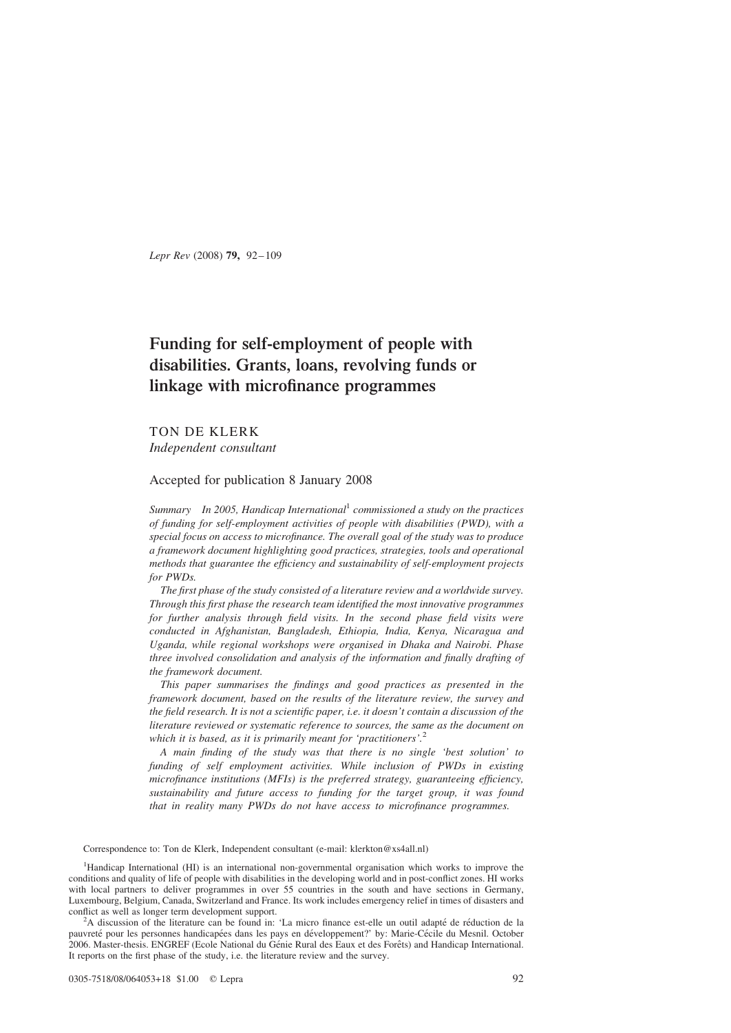# Funding for self-employment of people with disabilities. Grants, loans, revolving funds or linkage with microfinance programmes

TON DE KLERK

*Independent consultant*

Accepted for publication 8 January 2008

*Summary* *In 2005, Handicap International*[1] *commissioned a study on the practices of funding for self-employment activities of people with disabilities (PWD), with a special focus on access to microfinance. The overall goal of the study was to produce a framework document highlighting good practices, strategies, tools and operational methods that guarantee the efficiency and sustainability of self-employment projects for PWDs.*

*The first phase of the study consisted of a literature review and a worldwide survey. Through this first phase the research team identified the most innovative programmes for further analysis through field visits. In the second phase field visits were conducted in Afghanistan, Bangladesh, Ethiopia, India, Kenya, Nicaragua and Uganda, while regional workshops were organised in Dhaka and Nairobi. Phase three involved consolidation and analysis of the information and finally drafting of the framework document.*

*This paper summarises the findings and good practices as presented in the framework document, based on the results of the literature review, the survey and the field research. It is not a scientific paper, i.e. it doesn't contain a discussion of the literature reviewed or systematic reference to sources, the same as the document on which it is based, as it is primarily meant for 'practitioners'.*[2]

*A main finding of the study was that there is no single 'best solution' to funding of self employment activities. While inclusion of PWDs in existing microfinance institutions (MFIs) is the preferred strategy, guaranteeing efficiency, sustainability and future access to funding for the target group, it was found that in reality many PWDs do not have access to microfinance programmes.*

Correspondence to: Ton de Klerk, Independent consultant (e-mail: klerkton@xs4all.nl)

[1] Handicap International (HI) is an international non-governmental organisation which works to improve the conditions and quality of life of people with disabilities in the developing world and in post-conflict zones. HI works with local partners to deliver programmes in over 55 countries in the south and have sections in Germany, Luxembourg, Belgium, Canada, Switzerland and France. Its work includes emergency relief in times of disasters and conflict as well as longer term development support.

[2] A discussion of the literature can be found in: 'La micro finance est-elle un outil adapté de réduction de la pauvreté pour les personnes handicapées dans les pays en développement?' by: Marie-Cécile du Mesnil. October 2006. Master-thesis. ENGREF (Ecole National du Génie Rural des Eaux et des Forêts) and Handicap International. It reports on the first phase of the study, i.e. the literature review and the survey.

0305-7518/08/064053+18 $1.00 © Lepra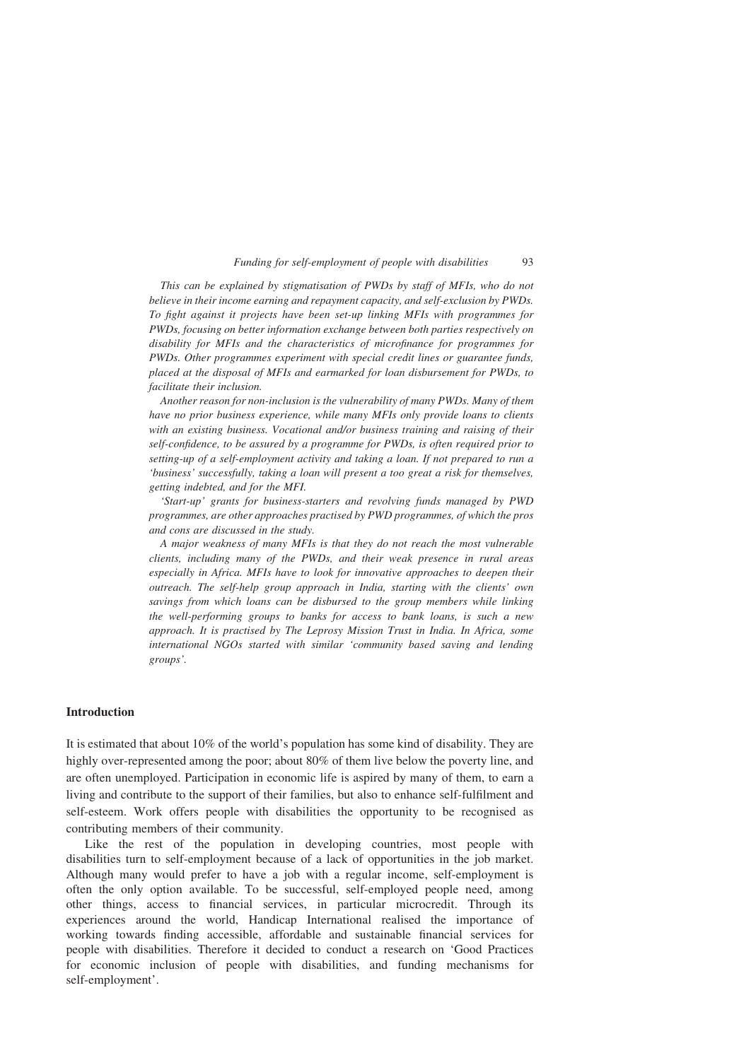*This can be explained by stigmatisation of PWDs by staff of MFIs, who do not believe in their income earning and repayment capacity, and self-exclusion by PWDs. To fight against it projects have been set-up linking MFIs with programmes for PWDs, focusing on better information exchange between both parties respectively on disability for MFIs and the characteristics of microfinance for programmes for PWDs. Other programmes experiment with special credit lines or guarantee funds, placed at the disposal of MFIs and earmarked for loan disbursement for PWDs, to facilitate their inclusion.*

*Another reason for non-inclusion is the vulnerability of many PWDs. Many of them have no prior business experience, while many MFIs only provide loans to clients with an existing business. Vocational and/or business training and raising of their self-confidence, to be assured by a programme for PWDs, is often required prior to setting-up of a self-employment activity and taking a loan. If not prepared to run a 'business' successfully, taking a loan will present a too great a risk for themselves, getting indebted, and for the MFI.*

*'Start-up' grants for business-starters and revolving funds managed by PWD programmes, are other approaches practised by PWD programmes, of which the pros and cons are discussed in the study.*

*A major weakness of many MFIs is that they do not reach the most vulnerable clients, including many of the PWDs, and their weak presence in rural areas especially in Africa. MFIs have to look for innovative approaches to deepen their outreach. The self-help group approach in India, starting with the clients' own savings from which loans can be disbursed to the group members while linking the well-performing groups to banks for access to bank loans, is such a new approach. It is practised by The Leprosy Mission Trust in India. In Africa, some international NGOs started with similar 'community based saving and lending groups'.*

## Introduction

It is estimated that about 10% of the world's population has some kind of disability. They are highly over-represented among the poor; about 80% of them live below the poverty line, and are often unemployed. Participation in economic life is aspired by many of them, to earn a living and contribute to the support of their families, but also to enhance self-fulfilment and self-esteem. Work offers people with disabilities the opportunity to be recognised as contributing members of their community.

Like the rest of the population in developing countries, most people with disabilities turn to self-employment because of a lack of opportunities in the job market. Although many would prefer to have a job with a regular income, self-employment is often the only option available. To be successful, self-employed people need, among other things, access to financial services, in particular microcredit. Through its experiences around the world, Handicap International realised the importance of working towards finding accessible, affordable and sustainable financial services for people with disabilities. Therefore it decided to conduct a research on 'Good Practices for economic inclusion of people with disabilities, and funding mechanisms for self-employment'.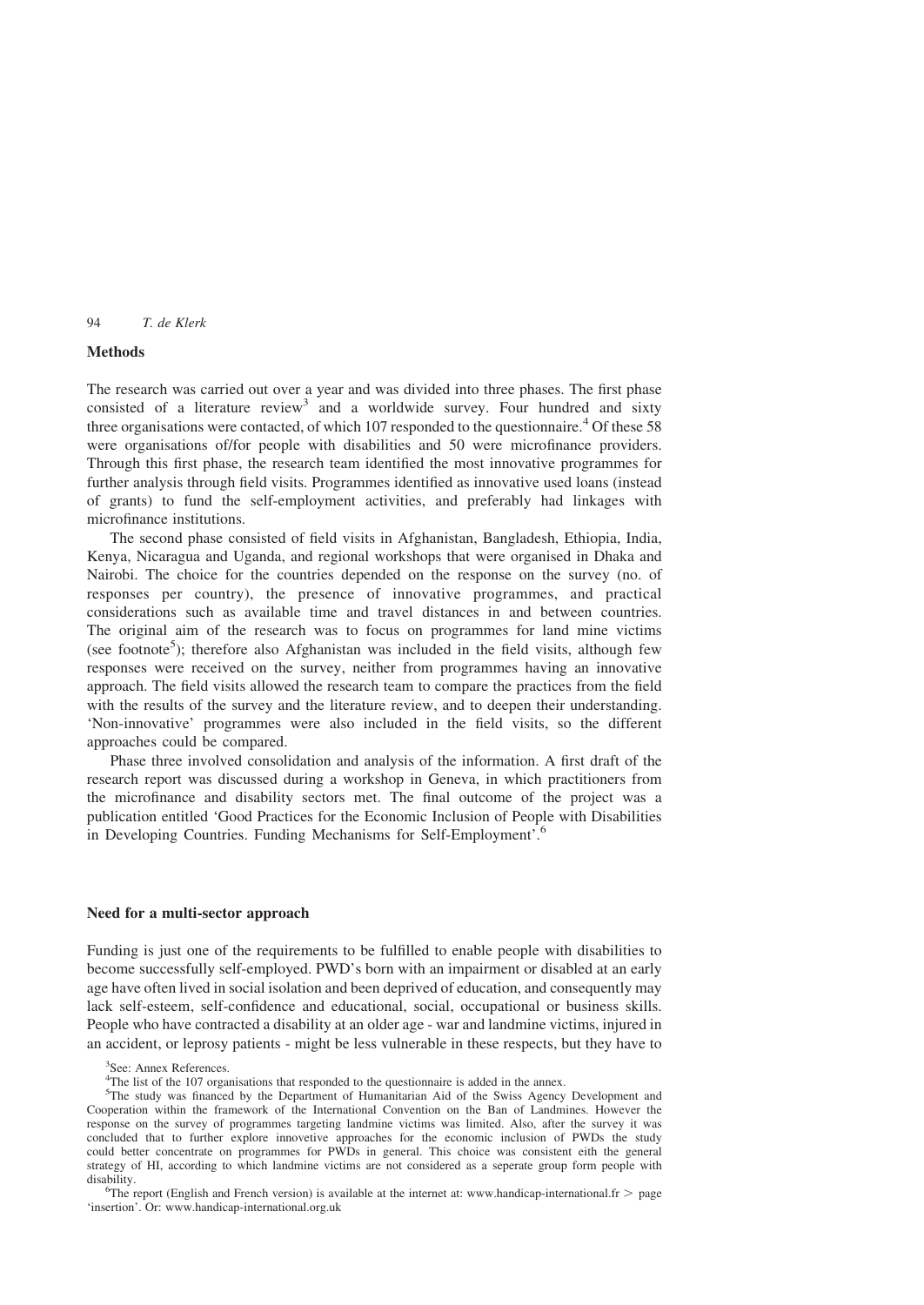## Methods

The research was carried out over a year and was divided into three phases. The first phase consisted of a literature review[3] and a worldwide survey. Four hundred and sixty three organisations were contacted, of which 107 responded to the questionnaire.[4] Of these 58 were organisations of/for people with disabilities and 50 were microfinance providers. Through this first phase, the research team identified the most innovative programmes for further analysis through field visits. Programmes identified as innovative used loans (instead of grants) to fund the self-employment activities, and preferably had linkages with microfinance institutions.

The second phase consisted of field visits in Afghanistan, Bangladesh, Ethiopia, India, Kenya, Nicaragua and Uganda, and regional workshops that were organised in Dhaka and Nairobi. The choice for the countries depended on the response on the survey (no. of responses per country), the presence of innovative programmes, and practical considerations such as available time and travel distances in and between countries. The original aim of the research was to focus on programmes for land mine victims (see footnote[5]); therefore also Afghanistan was included in the field visits, although few responses were received on the survey, neither from programmes having an innovative approach. The field visits allowed the research team to compare the practices from the field with the results of the survey and the literature review, and to deepen their understanding. 'Non-innovative' programmes were also included in the field visits, so the different approaches could be compared.

Phase three involved consolidation and analysis of the information. A first draft of the research report was discussed during a workshop in Geneva, in which practitioners from the microfinance and disability sectors met. The final outcome of the project was a publication entitled 'Good Practices for the Economic Inclusion of People with Disabilities in Developing Countries. Funding Mechanisms for Self-Employment'.[6]

## Need for a multi-sector approach

Funding is just one of the requirements to be fulfilled to enable people with disabilities to become successfully self-employed. PWD's born with an impairment or disabled at an early age have often lived in social isolation and been deprived of education, and consequently may lack self-esteem, self-confidence and educational, social, occupational or business skills. People who have contracted a disability at an older age - war and landmine victims, injured in an accident, or leprosy patients - might be less vulnerable in these respects, but they have to

[3] See: Annex References.

[4] The list of the 107 organisations that responded to the questionnaire is added in the annex.

[5] The study was financed by the Department of Humanitarian Aid of the Swiss Agency Development and Cooperation within the framework of the International Convention on the Ban of Landmines. However the response on the survey of programmes targeting landmine victims was limited. Also, after the survey it was concluded that to further explore innovetive approaches for the economic inclusion of PWDs the study could better concentrate on programmes for PWDs in general. This choice was consistent eith the general strategy of HI, according to which landmine victims are not considered as a seperate group form people with disability.

[6] The report (English and French version) is available at the internet at: www.handicap-international.fr > page 'insertion'. Or: www.handicap-international.org.uk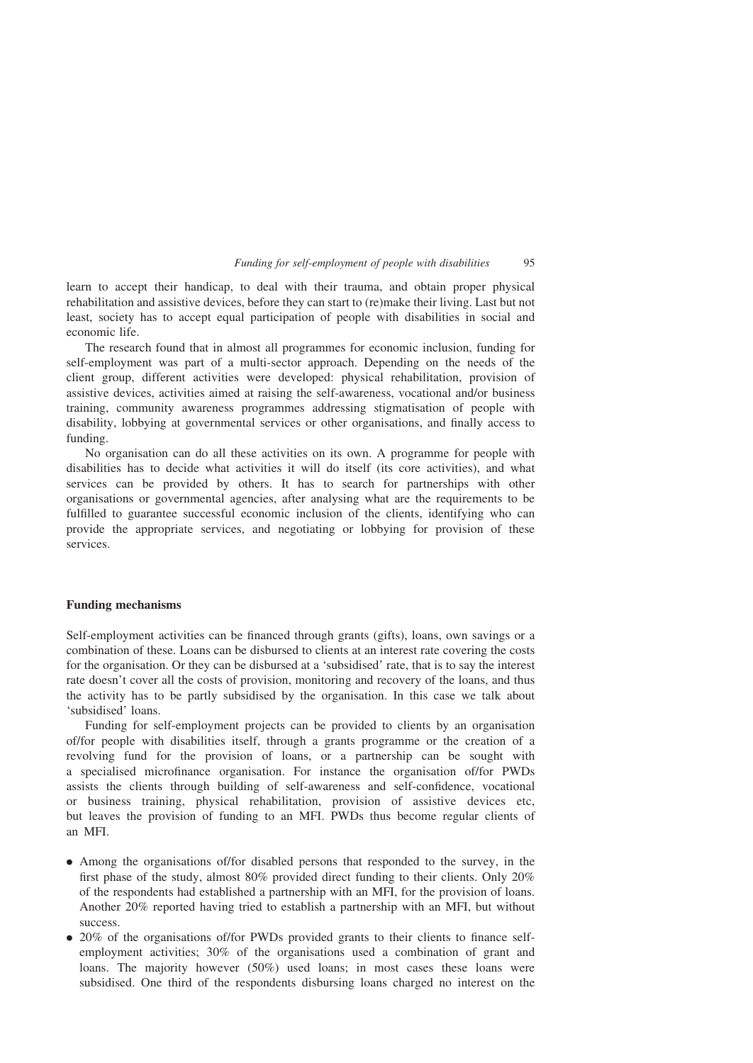learn to accept their handicap, to deal with their trauma, and obtain proper physical rehabilitation and assistive devices, before they can start to (re)make their living. Last but not least, society has to accept equal participation of people with disabilities in social and economic life.

The research found that in almost all programmes for economic inclusion, funding for self-employment was part of a multi-sector approach. Depending on the needs of the client group, different activities were developed: physical rehabilitation, provision of assistive devices, activities aimed at raising the self-awareness, vocational and/or business training, community awareness programmes addressing stigmatisation of people with disability, lobbying at governmental services or other organisations, and finally access to funding.

No organisation can do all these activities on its own. A programme for people with disabilities has to decide what activities it will do itself (its core activities), and what services can be provided by others. It has to search for partnerships with other organisations or governmental agencies, after analysing what are the requirements to be fulfilled to guarantee successful economic inclusion of the clients, identifying who can provide the appropriate services, and negotiating or lobbying for provision of these services.

## Funding mechanisms

Self-employment activities can be financed through grants (gifts), loans, own savings or a combination of these. Loans can be disbursed to clients at an interest rate covering the costs for the organisation. Or they can be disbursed at a 'subsidised' rate, that is to say the interest rate doesn't cover all the costs of provision, monitoring and recovery of the loans, and thus the activity has to be partly subsidised by the organisation. In this case we talk about 'subsidised' loans.

Funding for self-employment projects can be provided to clients by an organisation of/for people with disabilities itself, through a grants programme or the creation of a revolving fund for the provision of loans, or a partnership can be sought with a specialised microfinance organisation. For instance the organisation of/for PWDs assists the clients through building of self-awareness and self-confidence, vocational or business training, physical rehabilitation, provision of assistive devices etc, but leaves the provision of funding to an MFI. PWDs thus become regular clients of an MFI.

- Among the organisations of/for disabled persons that responded to the survey, in the first phase of the study, almost 80% provided direct funding to their clients. Only 20% of the respondents had established a partnership with an MFI, for the provision of loans. Another 20% reported having tried to establish a partnership with an MFI, but without success.
- 20% of the organisations of/for PWDs provided grants to their clients to finance self-employment activities; 30% of the organisations used a combination of grant and loans. The majority however (50%) used loans; in most cases these loans were subsidised. One third of the respondents disbursing loans charged no interest on the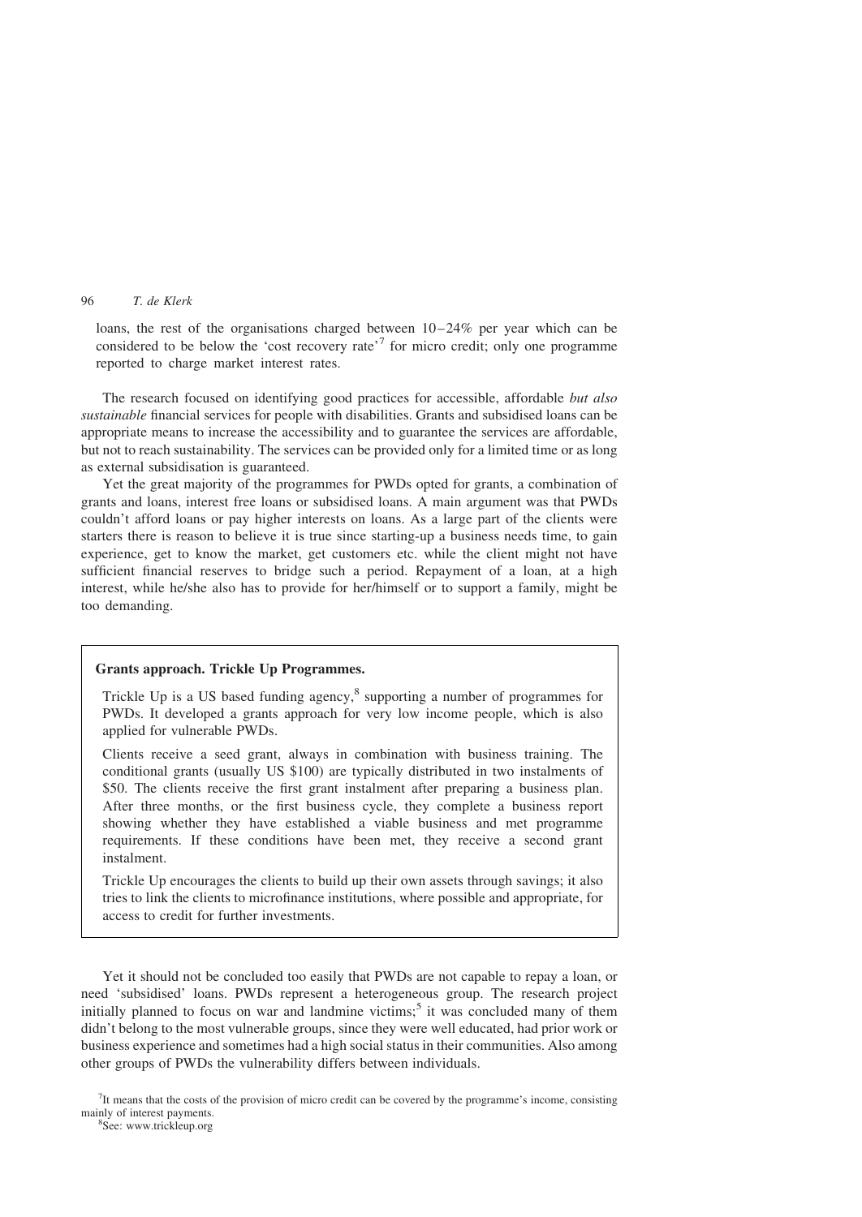loans, the rest of the organisations charged between 10–24% per year which can be considered to be below the 'cost recovery rate'[7] for micro credit; only one programme reported to charge market interest rates.

The research focused on identifying good practices for accessible, affordable *but also sustainable* financial services for people with disabilities. Grants and subsidised loans can be appropriate means to increase the accessibility and to guarantee the services are affordable, but not to reach sustainability. The services can be provided only for a limited time or as long as external subsidisation is guaranteed.

Yet the great majority of the programmes for PWDs opted for grants, a combination of grants and loans, interest free loans or subsidised loans. A main argument was that PWDs couldn't afford loans or pay higher interests on loans. As a large part of the clients were starters there is reason to believe it is true since starting-up a business needs time, to gain experience, get to know the market, get customers etc. while the client might not have sufficient financial reserves to bridge such a period. Repayment of a loan, at a high interest, while he/she also has to provide for her/himself or to support a family, might be too demanding.

**Grants approach. Trickle Up Programmes.**

Trickle Up is a US based funding agency,[8] supporting a number of programmes for PWDs. It developed a grants approach for very low income people, which is also applied for vulnerable PWDs.

Clients receive a seed grant, always in combination with business training. The conditional grants (usually US $100) are typically distributed in two instalments of $50. The clients receive the first grant instalment after preparing a business plan. After three months, or the first business cycle, they complete a business report showing whether they have established a viable business and met programme requirements. If these conditions have been met, they receive a second grant instalment.

Trickle Up encourages the clients to build up their own assets through savings; it also tries to link the clients to microfinance institutions, where possible and appropriate, for access to credit for further investments.

Yet it should not be concluded too easily that PWDs are not capable to repay a loan, or need 'subsidised' loans. PWDs represent a heterogeneous group. The research project initially planned to focus on war and landmine victims;[5] it was concluded many of them didn't belong to the most vulnerable groups, since they were well educated, had prior work or business experience and sometimes had a high social status in their communities. Also among other groups of PWDs the vulnerability differs between individuals.

[7]It means that the costs of the provision of micro credit can be covered by the programme's income, consisting mainly of interest payments.

[8]See: www.trickleup.org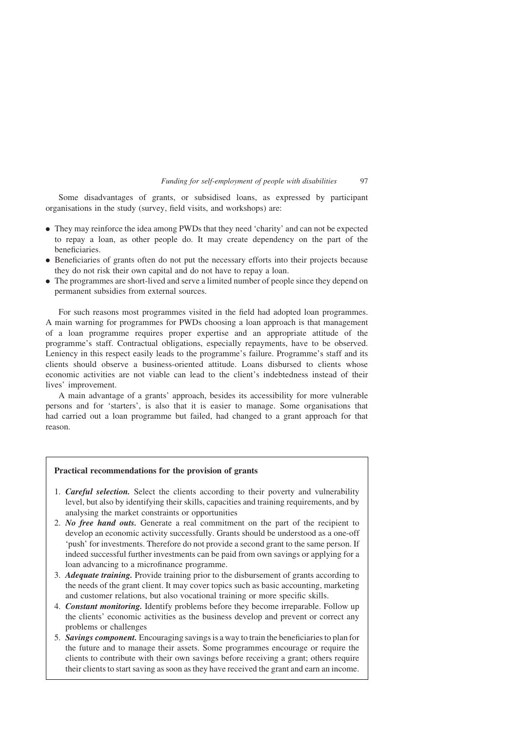Some disadvantages of grants, or subsidised loans, as expressed by participant organisations in the study (survey, field visits, and workshops) are:

- They may reinforce the idea among PWDs that they need 'charity' and can not be expected to repay a loan, as other people do. It may create dependency on the part of the beneficiaries.
- Beneficiaries of grants often do not put the necessary efforts into their projects because they do not risk their own capital and do not have to repay a loan.
- The programmes are short-lived and serve a limited number of people since they depend on permanent subsidies from external sources.

For such reasons most programmes visited in the field had adopted loan programmes. A main warning for programmes for PWDs choosing a loan approach is that management of a loan programme requires proper expertise and an appropriate attitude of the programme's staff. Contractual obligations, especially repayments, have to be observed. Leniency in this respect easily leads to the programme's failure. Programme's staff and its clients should observe a business-oriented attitude. Loans disbursed to clients whose economic activities are not viable can lead to the client's indebtedness instead of their lives' improvement.

A main advantage of a grants' approach, besides its accessibility for more vulnerable persons and for 'starters', is also that it is easier to manage. Some organisations that had carried out a loan programme but failed, had changed to a grant approach for that reason.

**Practical recommendations for the provision of grants**

1. ***Careful selection.*** Select the clients according to their poverty and vulnerability level, but also by identifying their skills, capacities and training requirements, and by analysing the market constraints or opportunities
2. ***No free hand outs.*** Generate a real commitment on the part of the recipient to develop an economic activity successfully. Grants should be understood as a one-off 'push' for investments. Therefore do not provide a second grant to the same person. If indeed successful further investments can be paid from own savings or applying for a loan advancing to a microfinance programme.
3. ***Adequate training.*** Provide training prior to the disbursement of grants according to the needs of the grant client. It may cover topics such as basic accounting, marketing and customer relations, but also vocational training or more specific skills.
4. ***Constant monitoring.*** Identify problems before they become irreparable. Follow up the clients' economic activities as the business develop and prevent or correct any problems or challenges
5. ***Savings component.*** Encouraging savings is a way to train the beneficiaries to plan for the future and to manage their assets. Some programmes encourage or require the clients to contribute with their own savings before receiving a grant; others require their clients to start saving as soon as they have received the grant and earn an income.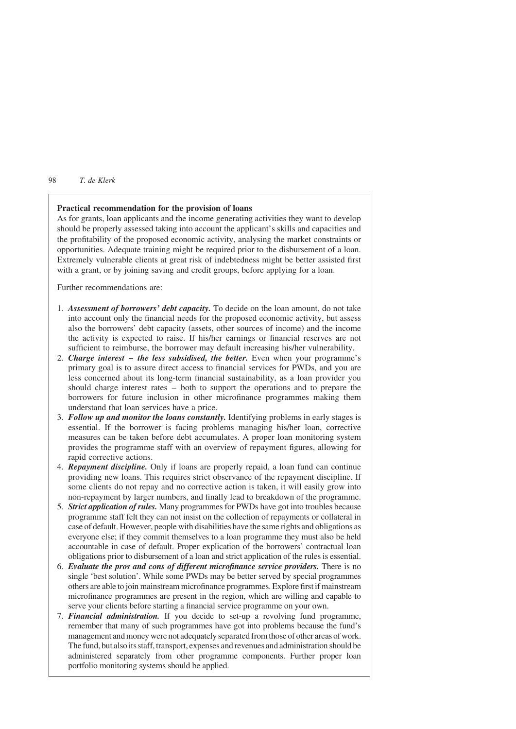**Practical recommendation for the provision of loans**

As for grants, loan applicants and the income generating activities they want to develop should be properly assessed taking into account the applicant's skills and capacities and the profitability of the proposed economic activity, analysing the market constraints or opportunities. Adequate training might be required prior to the disbursement of a loan. Extremely vulnerable clients at great risk of indebtedness might be better assisted first with a grant, or by joining saving and credit groups, before applying for a loan.

Further recommendations are:

1. ***Assessment of borrowers' debt capacity.*** To decide on the loan amount, do not take into account only the financial needs for the proposed economic activity, but assess also the borrowers' debt capacity (assets, other sources of income) and the income the activity is expected to raise. If his/her earnings or financial reserves are not sufficient to reimburse, the borrower may default increasing his/her vulnerability.
2. ***Charge interest – the less subsidised, the better.*** Even when your programme's primary goal is to assure direct access to financial services for PWDs, and you are less concerned about its long-term financial sustainability, as a loan provider you should charge interest rates – both to support the operations and to prepare the borrowers for future inclusion in other microfinance programmes making them understand that loan services have a price.
3. ***Follow up and monitor the loans constantly.*** Identifying problems in early stages is essential. If the borrower is facing problems managing his/her loan, corrective measures can be taken before debt accumulates. A proper loan monitoring system provides the programme staff with an overview of repayment figures, allowing for rapid corrective actions.
4. ***Repayment discipline.*** Only if loans are properly repaid, a loan fund can continue providing new loans. This requires strict observance of the repayment discipline. If some clients do not repay and no corrective action is taken, it will easily grow into non-repayment by larger numbers, and finally lead to breakdown of the programme.
5. ***Strict application of rules.*** Many programmes for PWDs have got into troubles because programme staff felt they can not insist on the collection of repayments or collateral in case of default. However, people with disabilities have the same rights and obligations as everyone else; if they commit themselves to a loan programme they must also be held accountable in case of default. Proper explication of the borrowers' contractual loan obligations prior to disbursement of a loan and strict application of the rules is essential.
6. ***Evaluate the pros and cons of different microfinance service providers.*** There is no single 'best solution'. While some PWDs may be better served by special programmes others are able to join mainstream microfinance programmes. Explore first if mainstream microfinance programmes are present in the region, which are willing and capable to serve your clients before starting a financial service programme on your own.
7. ***Financial administration.*** If you decide to set-up a revolving fund programme, remember that many of such programmes have got into problems because the fund's management and money were not adequately separated from those of other areas of work. The fund, but also its staff, transport, expenses and revenues and administration should be administered separately from other programme components. Further proper loan portfolio monitoring systems should be applied.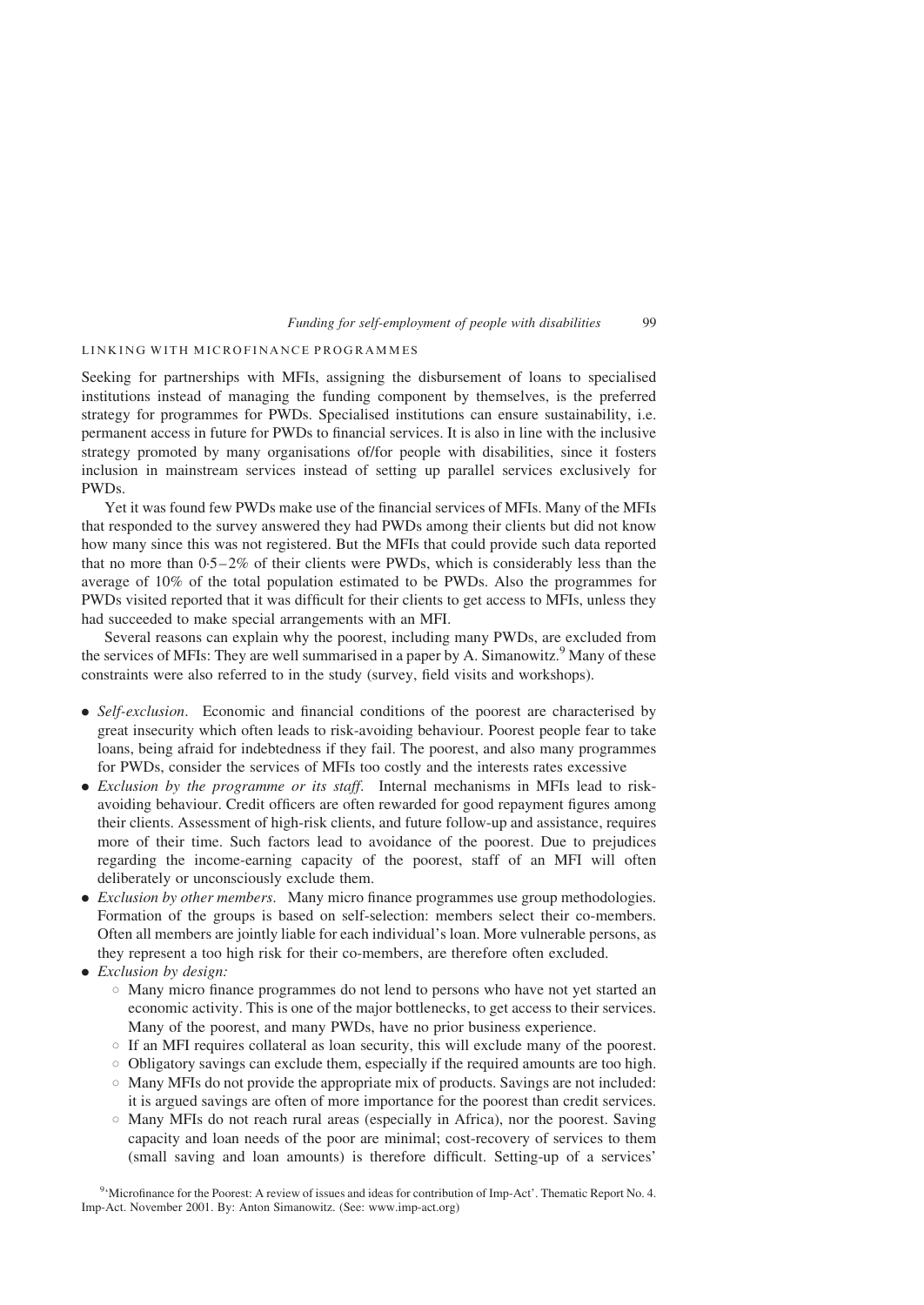## LINKING WITH MICROFINANCE PROGRAMMES

Seeking for partnerships with MFIs, assigning the disbursement of loans to specialised institutions instead of managing the funding component by themselves, is the preferred strategy for programmes for PWDs. Specialised institutions can ensure sustainability, i.e. permanent access in future for PWDs to financial services. It is also in line with the inclusive strategy promoted by many organisations of/for people with disabilities, since it fosters inclusion in mainstream services instead of setting up parallel services exclusively for PWDs.

Yet it was found few PWDs make use of the financial services of MFIs. Many of the MFIs that responded to the survey answered they had PWDs among their clients but did not know how many since this was not registered. But the MFIs that could provide such data reported that no more than 0·5–2% of their clients were PWDs, which is considerably less than the average of 10% of the total population estimated to be PWDs. Also the programmes for PWDs visited reported that it was difficult for their clients to get access to MFIs, unless they had succeeded to make special arrangements with an MFI.

Several reasons can explain why the poorest, including many PWDs, are excluded from the services of MFIs: They are well summarised in a paper by A. Simanowitz.[9] Many of these constraints were also referred to in the study (survey, field visits and workshops).

- *Self-exclusion*. Economic and financial conditions of the poorest are characterised by great insecurity which often leads to risk-avoiding behaviour. Poorest people fear to take loans, being afraid for indebtedness if they fail. The poorest, and also many programmes for PWDs, consider the services of MFIs too costly and the interests rates excessive
- *Exclusion by the programme or its staff*. Internal mechanisms in MFIs lead to risk-avoiding behaviour. Credit officers are often rewarded for good repayment figures among their clients. Assessment of high-risk clients, and future follow-up and assistance, requires more of their time. Such factors lead to avoidance of the poorest. Due to prejudices regarding the income-earning capacity of the poorest, staff of an MFI will often deliberately or unconsciously exclude them.
- *Exclusion by other members*. Many micro finance programmes use group methodologies. Formation of the groups is based on self-selection: members select their co-members. Often all members are jointly liable for each individual's loan. More vulnerable persons, as they represent a too high risk for their co-members, are therefore often excluded.
- *Exclusion by design:*
  - Many micro finance programmes do not lend to persons who have not yet started an economic activity. This is one of the major bottlenecks, to get access to their services. Many of the poorest, and many PWDs, have no prior business experience.
  - If an MFI requires collateral as loan security, this will exclude many of the poorest.
  - Obligatory savings can exclude them, especially if the required amounts are too high.
  - Many MFIs do not provide the appropriate mix of products. Savings are not included: it is argued savings are often of more importance for the poorest than credit services.
  - Many MFIs do not reach rural areas (especially in Africa), nor the poorest. Saving capacity and loan needs of the poor are minimal; cost-recovery of services to them (small saving and loan amounts) is therefore difficult. Setting-up of a services'

[9] 'Microfinance for the Poorest: A review of issues and ideas for contribution of Imp-Act'. Thematic Report No. 4. Imp-Act. November 2001. By: Anton Simanowitz. (See: www.imp-act.org)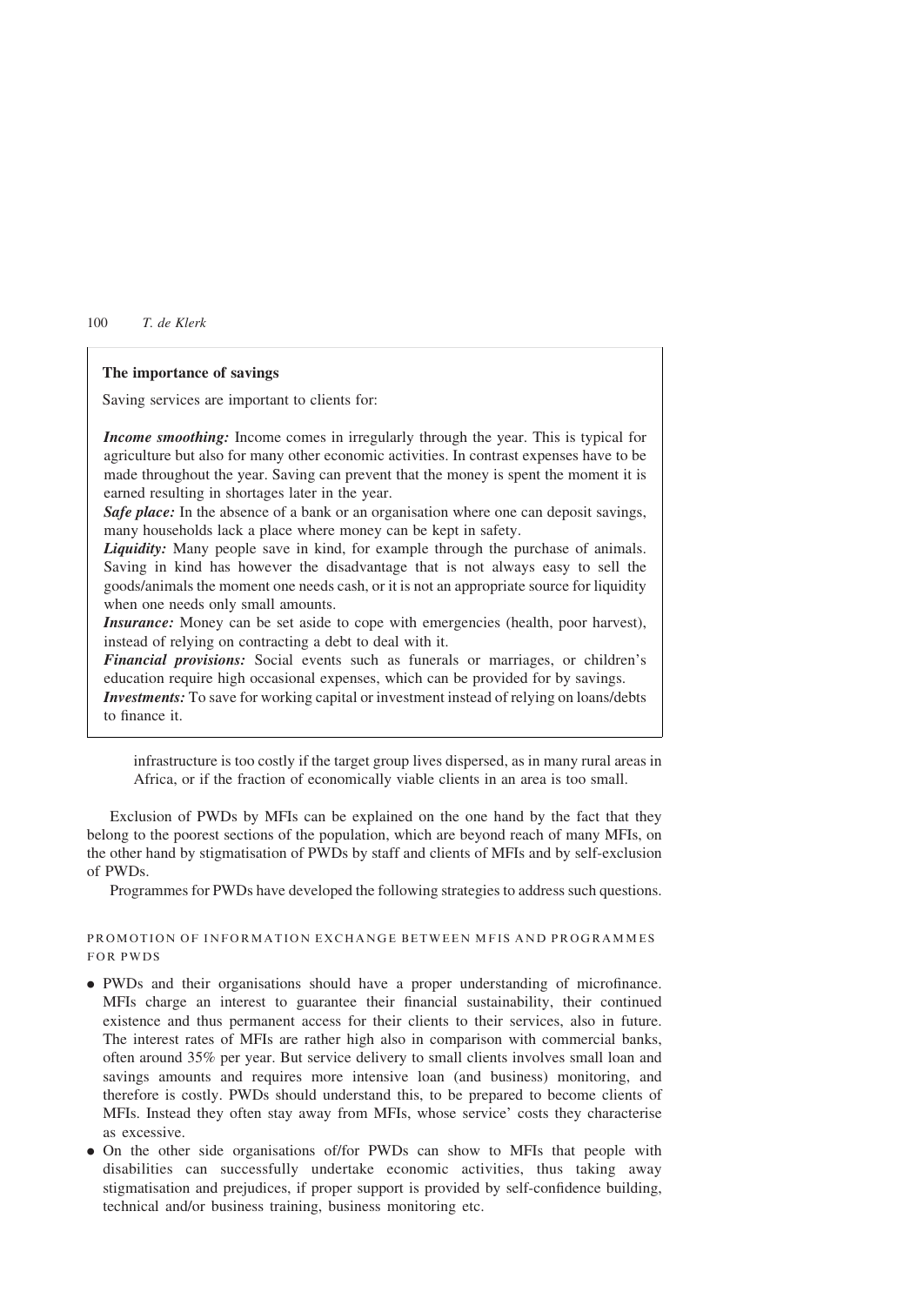> **The importance of savings**
>
> Saving services are important to clients for:
>
> ***Income smoothing:*** Income comes in irregularly through the year. This is typical for agriculture but also for many other economic activities. In contrast expenses have to be made throughout the year. Saving can prevent that the money is spent the moment it is earned resulting in shortages later in the year.
>
> ***Safe place:*** In the absence of a bank or an organisation where one can deposit savings, many households lack a place where money can be kept in safety.
>
> ***Liquidity:*** Many people save in kind, for example through the purchase of animals. Saving in kind has however the disadvantage that is not always easy to sell the goods/animals the moment one needs cash, or it is not an appropriate source for liquidity when one needs only small amounts.
>
> ***Insurance:*** Money can be set aside to cope with emergencies (health, poor harvest), instead of relying on contracting a debt to deal with it.
>
> ***Financial provisions:*** Social events such as funerals or marriages, or children's education require high occasional expenses, which can be provided for by savings.
>
> ***Investments:*** To save for working capital or investment instead of relying on loans/debts to finance it.

infrastructure is too costly if the target group lives dispersed, as in many rural areas in Africa, or if the fraction of economically viable clients in an area is too small.

Exclusion of PWDs by MFIs can be explained on the one hand by the fact that they belong to the poorest sections of the population, which are beyond reach of many MFIs, on the other hand by stigmatisation of PWDs by staff and clients of MFIs and by self-exclusion of PWDs.

Programmes for PWDs have developed the following strategies to address such questions.

### PROMOTION OF INFORMATION EXCHANGE BETWEEN MFIS AND PROGRAMMES FOR PWDS

- PWDs and their organisations should have a proper understanding of microfinance. MFIs charge an interest to guarantee their financial sustainability, their continued existence and thus permanent access for their clients to their services, also in future. The interest rates of MFIs are rather high also in comparison with commercial banks, often around 35% per year. But service delivery to small clients involves small loan and savings amounts and requires more intensive loan (and business) monitoring, and therefore is costly. PWDs should understand this, to be prepared to become clients of MFIs. Instead they often stay away from MFIs, whose service' costs they characterise as excessive.
- On the other side organisations of/for PWDs can show to MFIs that people with disabilities can successfully undertake economic activities, thus taking away stigmatisation and prejudices, if proper support is provided by self-confidence building, technical and/or business training, business monitoring etc.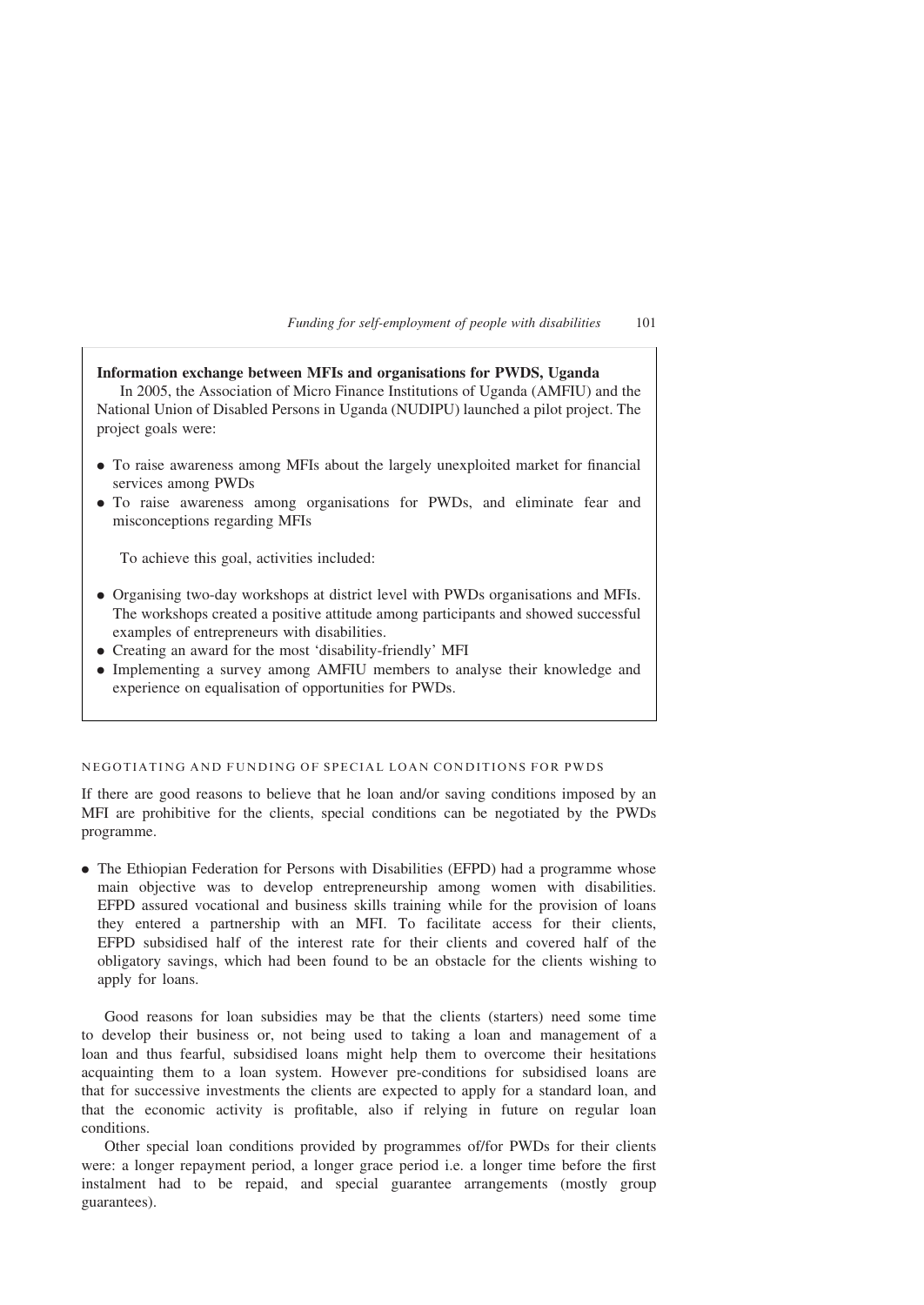**Information exchange between MFIs and organisations for PWDS, Uganda**

In 2005, the Association of Micro Finance Institutions of Uganda (AMFIU) and the National Union of Disabled Persons in Uganda (NUDIPU) launched a pilot project. The project goals were:

- To raise awareness among MFIs about the largely unexploited market for financial services among PWDs
- To raise awareness among organisations for PWDs, and eliminate fear and misconceptions regarding MFIs

To achieve this goal, activities included:

- Organising two-day workshops at district level with PWDs organisations and MFIs. The workshops created a positive attitude among participants and showed successful examples of entrepreneurs with disabilities.
- Creating an award for the most 'disability-friendly' MFI
- Implementing a survey among AMFIU members to analyse their knowledge and experience on equalisation of opportunities for PWDs.

###### NEGOTIATING AND FUNDING OF SPECIAL LOAN CONDITIONS FOR PWDS

If there are good reasons to believe that he loan and/or saving conditions imposed by an MFI are prohibitive for the clients, special conditions can be negotiated by the PWDs programme.

- The Ethiopian Federation for Persons with Disabilities (EFPD) had a programme whose main objective was to develop entrepreneurship among women with disabilities. EFPD assured vocational and business skills training while for the provision of loans they entered a partnership with an MFI. To facilitate access for their clients, EFPD subsidised half of the interest rate for their clients and covered half of the obligatory savings, which had been found to be an obstacle for the clients wishing to apply for loans.

Good reasons for loan subsidies may be that the clients (starters) need some time to develop their business or, not being used to taking a loan and management of a loan and thus fearful, subsidised loans might help them to overcome their hesitations acquainting them to a loan system. However pre-conditions for subsidised loans are that for successive investments the clients are expected to apply for a standard loan, and that the economic activity is profitable, also if relying in future on regular loan conditions.

Other special loan conditions provided by programmes of/for PWDs for their clients were: a longer repayment period, a longer grace period i.e. a longer time before the first instalment had to be repaid, and special guarantee arrangements (mostly group guarantees).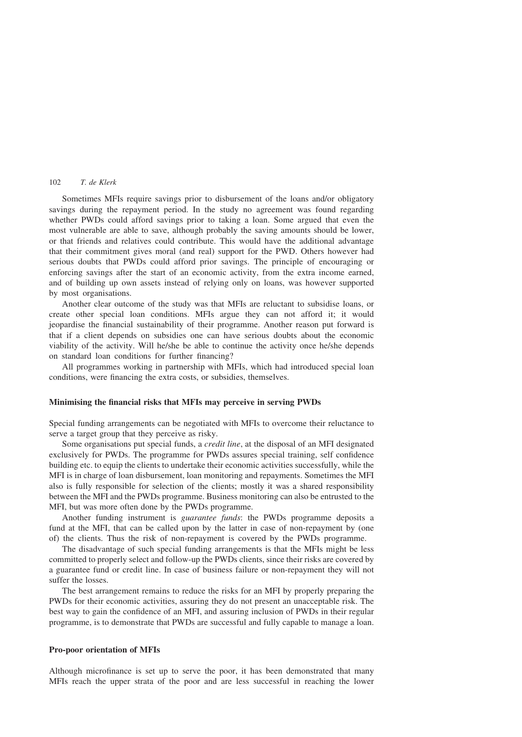Sometimes MFIs require savings prior to disbursement of the loans and/or obligatory savings during the repayment period. In the study no agreement was found regarding whether PWDs could afford savings prior to taking a loan. Some argued that even the most vulnerable are able to save, although probably the saving amounts should be lower, or that friends and relatives could contribute. This would have the additional advantage that their commitment gives moral (and real) support for the PWD. Others however had serious doubts that PWDs could afford prior savings. The principle of encouraging or enforcing savings after the start of an economic activity, from the extra income earned, and of building up own assets instead of relying only on loans, was however supported by most organisations.

Another clear outcome of the study was that MFIs are reluctant to subsidise loans, or create other special loan conditions. MFIs argue they can not afford it; it would jeopardise the financial sustainability of their programme. Another reason put forward is that if a client depends on subsidies one can have serious doubts about the economic viability of the activity. Will he/she be able to continue the activity once he/she depends on standard loan conditions for further financing?

All programmes working in partnership with MFIs, which had introduced special loan conditions, were financing the extra costs, or subsidies, themselves.

### Minimising the financial risks that MFIs may perceive in serving PWDs

Special funding arrangements can be negotiated with MFIs to overcome their reluctance to serve a target group that they perceive as risky.

Some organisations put special funds, a *credit line*, at the disposal of an MFI designated exclusively for PWDs. The programme for PWDs assures special training, self confidence building etc. to equip the clients to undertake their economic activities successfully, while the MFI is in charge of loan disbursement, loan monitoring and repayments. Sometimes the MFI also is fully responsible for selection of the clients; mostly it was a shared responsibility between the MFI and the PWDs programme. Business monitoring can also be entrusted to the MFI, but was more often done by the PWDs programme.

Another funding instrument is *guarantee funds*: the PWDs programme deposits a fund at the MFI, that can be called upon by the latter in case of non-repayment by (one of) the clients. Thus the risk of non-repayment is covered by the PWDs programme.

The disadvantage of such special funding arrangements is that the MFIs might be less committed to properly select and follow-up the PWDs clients, since their risks are covered by a guarantee fund or credit line. In case of business failure or non-repayment they will not suffer the losses.

The best arrangement remains to reduce the risks for an MFI by properly preparing the PWDs for their economic activities, assuring they do not present an unacceptable risk. The best way to gain the confidence of an MFI, and assuring inclusion of PWDs in their regular programme, is to demonstrate that PWDs are successful and fully capable to manage a loan.

### Pro-poor orientation of MFIs

Although microfinance is set up to serve the poor, it has been demonstrated that many MFIs reach the upper strata of the poor and are less successful in reaching the lower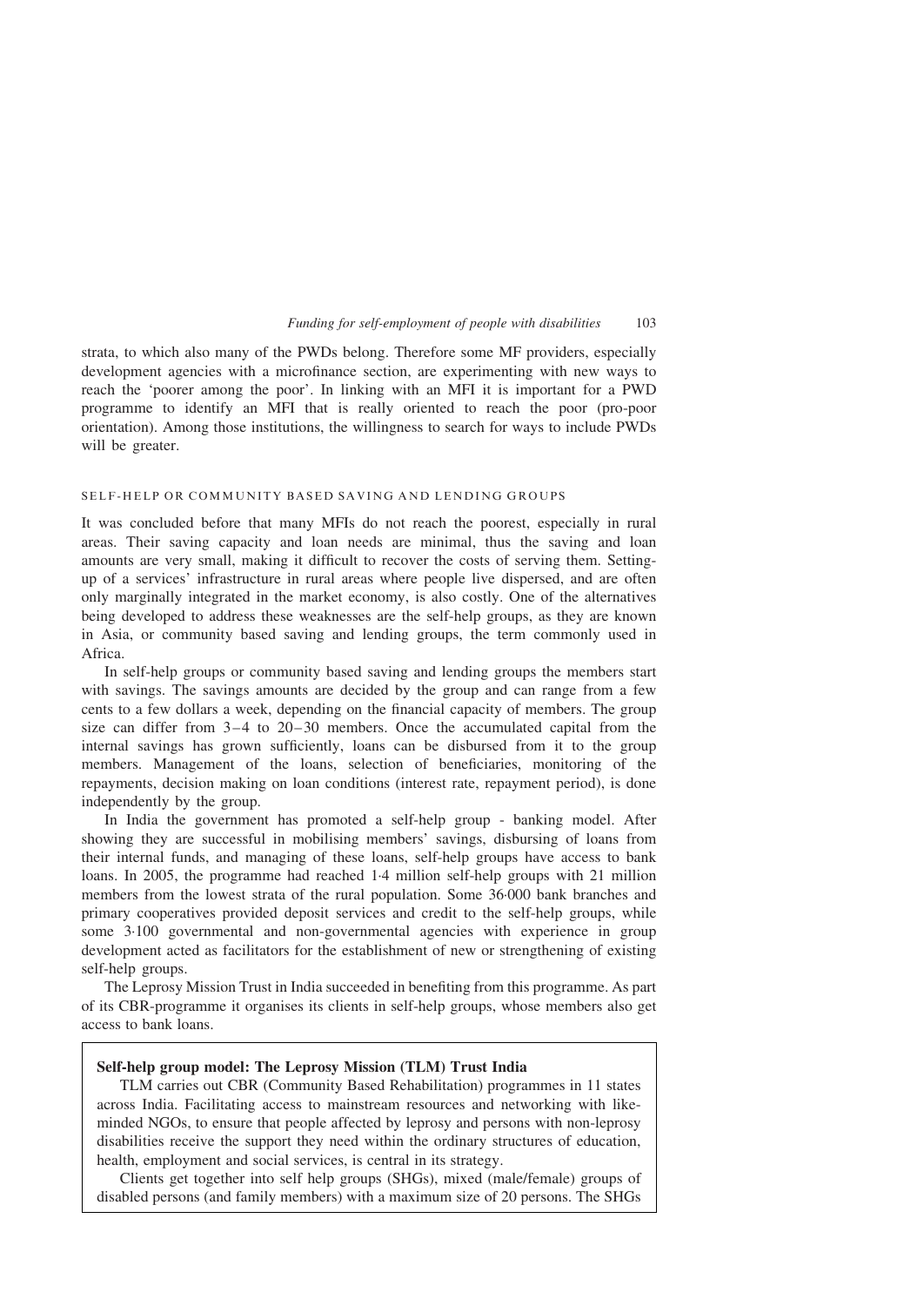strata, to which also many of the PWDs belong. Therefore some MF providers, especially development agencies with a microfinance section, are experimenting with new ways to reach the 'poorer among the poor'. In linking with an MFI it is important for a PWD programme to identify an MFI that is really oriented to reach the poor (pro-poor orientation). Among those institutions, the willingness to search for ways to include PWDs will be greater.

## SELF-HELP OR COMMUNITY BASED SAVING AND LENDING GROUPS

It was concluded before that many MFIs do not reach the poorest, especially in rural areas. Their saving capacity and loan needs are minimal, thus the saving and loan amounts are very small, making it difficult to recover the costs of serving them. Setting-up of a services' infrastructure in rural areas where people live dispersed, and are often only marginally integrated in the market economy, is also costly. One of the alternatives being developed to address these weaknesses are the self-help groups, as they are known in Asia, or community based saving and lending groups, the term commonly used in Africa.

In self-help groups or community based saving and lending groups the members start with savings. The savings amounts are decided by the group and can range from a few cents to a few dollars a week, depending on the financial capacity of members. The group size can differ from 3–4 to 20–30 members. Once the accumulated capital from the internal savings has grown sufficiently, loans can be disbursed from it to the group members. Management of the loans, selection of beneficiaries, monitoring of the repayments, decision making on loan conditions (interest rate, repayment period), is done independently by the group.

In India the government has promoted a self-help group - banking model. After showing they are successful in mobilising members' savings, disbursing of loans from their internal funds, and managing of these loans, self-help groups have access to bank loans. In 2005, the programme had reached 1·4 million self-help groups with 21 million members from the lowest strata of the rural population. Some 36·000 bank branches and primary cooperatives provided deposit services and credit to the self-help groups, while some 3·100 governmental and non-governmental agencies with experience in group development acted as facilitators for the establishment of new or strengthening of existing self-help groups.

The Leprosy Mission Trust in India succeeded in benefiting from this programme. As part of its CBR-programme it organises its clients in self-help groups, whose members also get access to bank loans.

**Self-help group model: The Leprosy Mission (TLM) Trust India**

TLM carries out CBR (Community Based Rehabilitation) programmes in 11 states across India. Facilitating access to mainstream resources and networking with like-minded NGOs, to ensure that people affected by leprosy and persons with non-leprosy disabilities receive the support they need within the ordinary structures of education, health, employment and social services, is central in its strategy.

Clients get together into self help groups (SHGs), mixed (male/female) groups of disabled persons (and family members) with a maximum size of 20 persons. The SHGs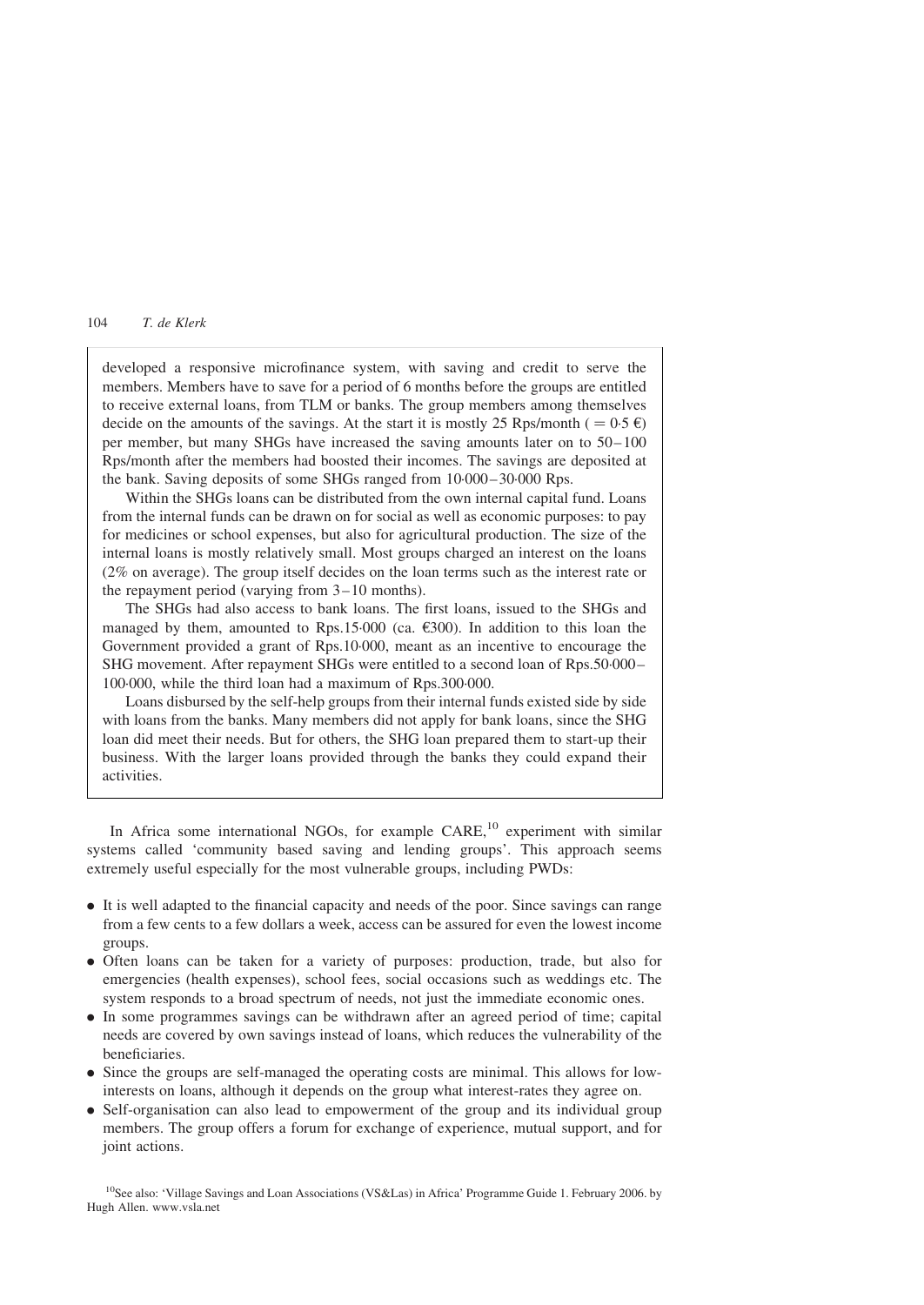developed a responsive microfinance system, with saving and credit to serve the members. Members have to save for a period of 6 months before the groups are entitled to receive external loans, from TLM or banks. The group members among themselves decide on the amounts of the savings. At the start it is mostly 25 Rps/month ( = 0·5 €) per member, but many SHGs have increased the saving amounts later on to 50–100 Rps/month after the members had boosted their incomes. The savings are deposited at the bank. Saving deposits of some SHGs ranged from 10·000–30·000 Rps.

Within the SHGs loans can be distributed from the own internal capital fund. Loans from the internal funds can be drawn on for social as well as economic purposes: to pay for medicines or school expenses, but also for agricultural production. The size of the internal loans is mostly relatively small. Most groups charged an interest on the loans (2% on average). The group itself decides on the loan terms such as the interest rate or the repayment period (varying from 3–10 months).

The SHGs had also access to bank loans. The first loans, issued to the SHGs and managed by them, amounted to Rps.15·000 (ca. €300). In addition to this loan the Government provided a grant of Rps.10·000, meant as an incentive to encourage the SHG movement. After repayment SHGs were entitled to a second loan of Rps.50·000–100·000, while the third loan had a maximum of Rps.300·000.

Loans disbursed by the self-help groups from their internal funds existed side by side with loans from the banks. Many members did not apply for bank loans, since the SHG loan did meet their needs. But for others, the SHG loan prepared them to start-up their business. With the larger loans provided through the banks they could expand their activities.

In Africa some international NGOs, for example CARE,[10] experiment with similar systems called 'community based saving and lending groups'. This approach seems extremely useful especially for the most vulnerable groups, including PWDs:

- It is well adapted to the financial capacity and needs of the poor. Since savings can range from a few cents to a few dollars a week, access can be assured for even the lowest income groups.
- Often loans can be taken for a variety of purposes: production, trade, but also for emergencies (health expenses), school fees, social occasions such as weddings etc. The system responds to a broad spectrum of needs, not just the immediate economic ones.
- In some programmes savings can be withdrawn after an agreed period of time; capital needs are covered by own savings instead of loans, which reduces the vulnerability of the beneficiaries.
- Since the groups are self-managed the operating costs are minimal. This allows for low-interests on loans, although it depends on the group what interest-rates they agree on.
- Self-organisation can also lead to empowerment of the group and its individual group members. The group offers a forum for exchange of experience, mutual support, and for joint actions.

[10] See also: 'Village Savings and Loan Associations (VS&Las) in Africa' Programme Guide 1. February 2006. by Hugh Allen. www.vsla.net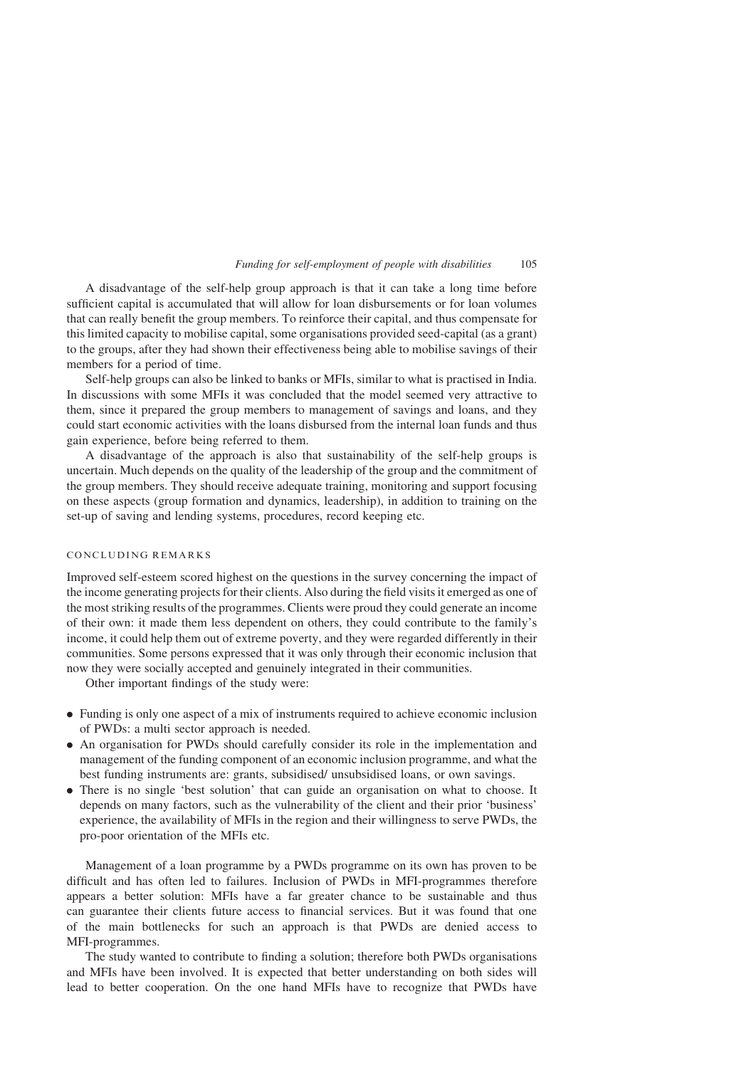A disadvantage of the self-help group approach is that it can take a long time before sufficient capital is accumulated that will allow for loan disbursements or for loan volumes that can really benefit the group members. To reinforce their capital, and thus compensate for this limited capacity to mobilise capital, some organisations provided seed-capital (as a grant) to the groups, after they had shown their effectiveness being able to mobilise savings of their members for a period of time.

Self-help groups can also be linked to banks or MFIs, similar to what is practised in India. In discussions with some MFIs it was concluded that the model seemed very attractive to them, since it prepared the group members to management of savings and loans, and they could start economic activities with the loans disbursed from the internal loan funds and thus gain experience, before being referred to them.

A disadvantage of the approach is also that sustainability of the self-help groups is uncertain. Much depends on the quality of the leadership of the group and the commitment of the group members. They should receive adequate training, monitoring and support focusing on these aspects (group formation and dynamics, leadership), in addition to training on the set-up of saving and lending systems, procedures, record keeping etc.

## CONCLUDING REMARKS

Improved self-esteem scored highest on the questions in the survey concerning the impact of the income generating projects for their clients. Also during the field visits it emerged as one of the most striking results of the programmes. Clients were proud they could generate an income of their own: it made them less dependent on others, they could contribute to the family's income, it could help them out of extreme poverty, and they were regarded differently in their communities. Some persons expressed that it was only through their economic inclusion that now they were socially accepted and genuinely integrated in their communities.

Other important findings of the study were:

- Funding is only one aspect of a mix of instruments required to achieve economic inclusion of PWDs: a multi sector approach is needed.
- An organisation for PWDs should carefully consider its role in the implementation and management of the funding component of an economic inclusion programme, and what the best funding instruments are: grants, subsidised/ unsubsidised loans, or own savings.
- There is no single 'best solution' that can guide an organisation on what to choose. It depends on many factors, such as the vulnerability of the client and their prior 'business' experience, the availability of MFIs in the region and their willingness to serve PWDs, the pro-poor orientation of the MFIs etc.

Management of a loan programme by a PWDs programme on its own has proven to be difficult and has often led to failures. Inclusion of PWDs in MFI-programmes therefore appears a better solution: MFIs have a far greater chance to be sustainable and thus can guarantee their clients future access to financial services. But it was found that one of the main bottlenecks for such an approach is that PWDs are denied access to MFI-programmes.

The study wanted to contribute to finding a solution; therefore both PWDs organisations and MFIs have been involved. It is expected that better understanding on both sides will lead to better cooperation. On the one hand MFIs have to recognize that PWDs have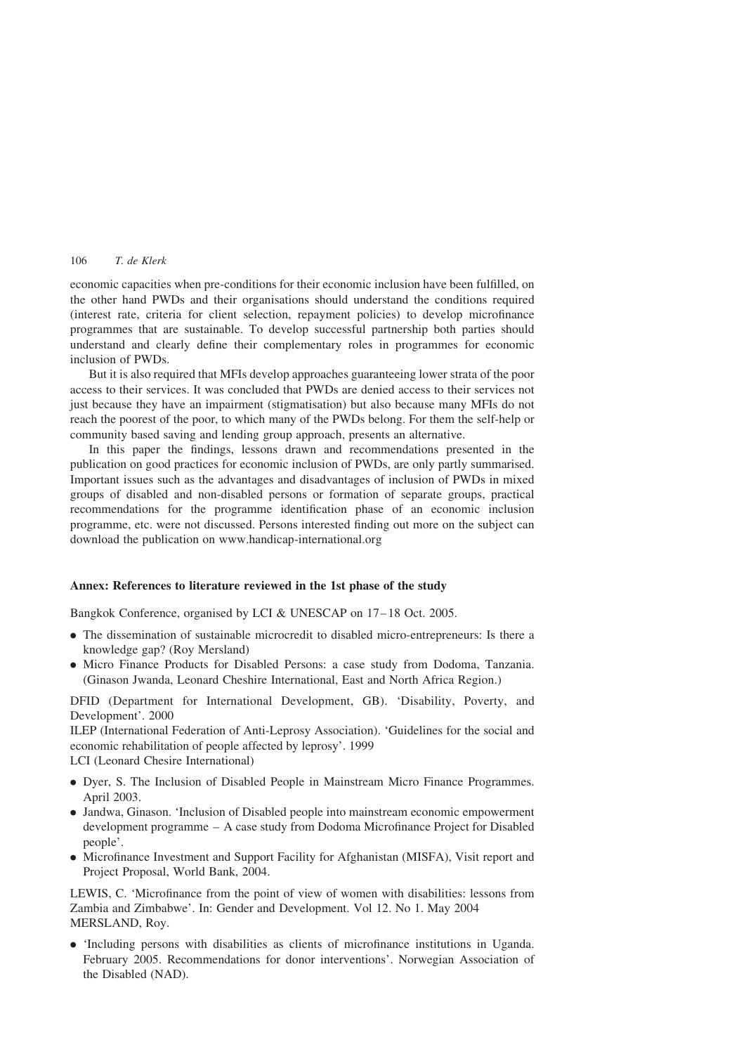economic capacities when pre-conditions for their economic inclusion have been fulfilled, on the other hand PWDs and their organisations should understand the conditions required (interest rate, criteria for client selection, repayment policies) to develop microfinance programmes that are sustainable. To develop successful partnership both parties should understand and clearly define their complementary roles in programmes for economic inclusion of PWDs.

But it is also required that MFIs develop approaches guaranteeing lower strata of the poor access to their services. It was concluded that PWDs are denied access to their services not just because they have an impairment (stigmatisation) but also because many MFIs do not reach the poorest of the poor, to which many of the PWDs belong. For them the self-help or community based saving and lending group approach, presents an alternative.

In this paper the findings, lessons drawn and recommendations presented in the publication on good practices for economic inclusion of PWDs, are only partly summarised. Important issues such as the advantages and disadvantages of inclusion of PWDs in mixed groups of disabled and non-disabled persons or formation of separate groups, practical recommendations for the programme identification phase of an economic inclusion programme, etc. were not discussed. Persons interested finding out more on the subject can download the publication on www.handicap-international.org

### Annex: References to literature reviewed in the 1st phase of the study

Bangkok Conference, organised by LCI & UNESCAP on 17–18 Oct. 2005.

- The dissemination of sustainable microcredit to disabled micro-entrepreneurs: Is there a knowledge gap? (Roy Mersland)
- Micro Finance Products for Disabled Persons: a case study from Dodoma, Tanzania. (Ginason Jwanda, Leonard Cheshire International, East and North Africa Region.)

DFID (Department for International Development, GB). 'Disability, Poverty, and Development'. 2000

ILEP (International Federation of Anti-Leprosy Association). 'Guidelines for the social and economic rehabilitation of people affected by leprosy'. 1999

LCI (Leonard Chesire International)

- Dyer, S. The Inclusion of Disabled People in Mainstream Micro Finance Programmes. April 2003.
- Jandwa, Ginason. 'Inclusion of Disabled people into mainstream economic empowerment development programme – A case study from Dodoma Microfinance Project for Disabled people'.
- Microfinance Investment and Support Facility for Afghanistan (MISFA), Visit report and Project Proposal, World Bank, 2004.

LEWIS, C. 'Microfinance from the point of view of women with disabilities: lessons from Zambia and Zimbabwe'. In: Gender and Development. Vol 12. No 1. May 2004

MERSLAND, Roy.

- 'Including persons with disabilities as clients of microfinance institutions in Uganda. February 2005. Recommendations for donor interventions'. Norwegian Association of the Disabled (NAD).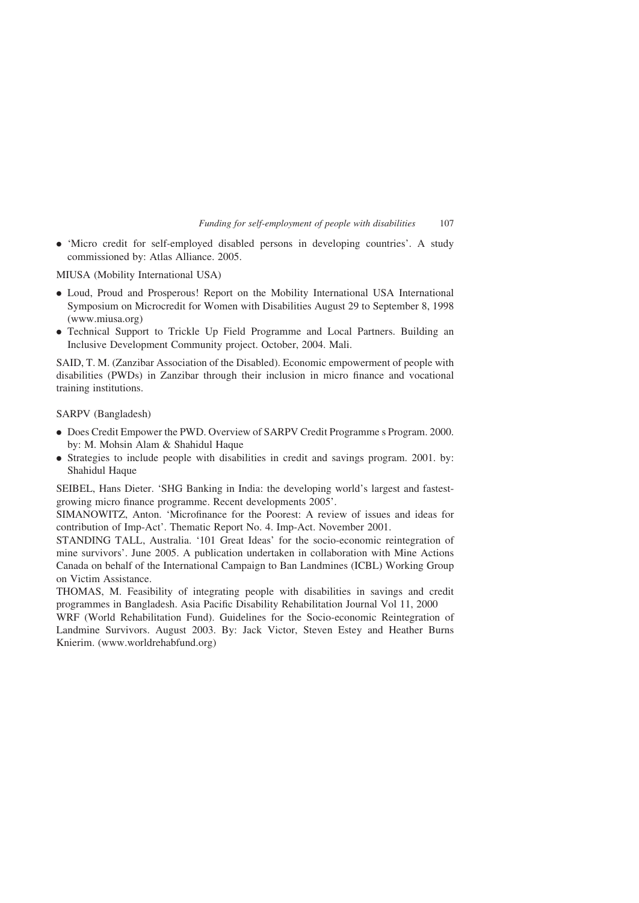- 'Micro credit for self-employed disabled persons in developing countries'. A study commissioned by: Atlas Alliance. 2005.

MIUSA (Mobility International USA)

- Loud, Proud and Prosperous! Report on the Mobility International USA International Symposium on Microcredit for Women with Disabilities August 29 to September 8, 1998 (www.miusa.org)
- Technical Support to Trickle Up Field Programme and Local Partners. Building an Inclusive Development Community project. October, 2004. Mali.

SAID, T. M. (Zanzibar Association of the Disabled). Economic empowerment of people with disabilities (PWDs) in Zanzibar through their inclusion in micro finance and vocational training institutions.

SARPV (Bangladesh)

- Does Credit Empower the PWD. Overview of SARPV Credit Programme s Program. 2000. by: M. Mohsin Alam & Shahidul Haque
- Strategies to include people with disabilities in credit and savings program. 2001. by: Shahidul Haque

SEIBEL, Hans Dieter. 'SHG Banking in India: the developing world's largest and fastest-growing micro finance programme. Recent developments 2005'.

SIMANOWITZ, Anton. 'Microfinance for the Poorest: A review of issues and ideas for contribution of Imp-Act'. Thematic Report No. 4. Imp-Act. November 2001.

STANDING TALL, Australia. '101 Great Ideas' for the socio-economic reintegration of mine survivors'. June 2005. A publication undertaken in collaboration with Mine Actions Canada on behalf of the International Campaign to Ban Landmines (ICBL) Working Group on Victim Assistance.

THOMAS, M. Feasibility of integrating people with disabilities in savings and credit programmes in Bangladesh. Asia Pacific Disability Rehabilitation Journal Vol 11, 2000

WRF (World Rehabilitation Fund). Guidelines for the Socio-economic Reintegration of Landmine Survivors. August 2003. By: Jack Victor, Steven Estey and Heather Burns Knierim. (www.worldrehabfund.org)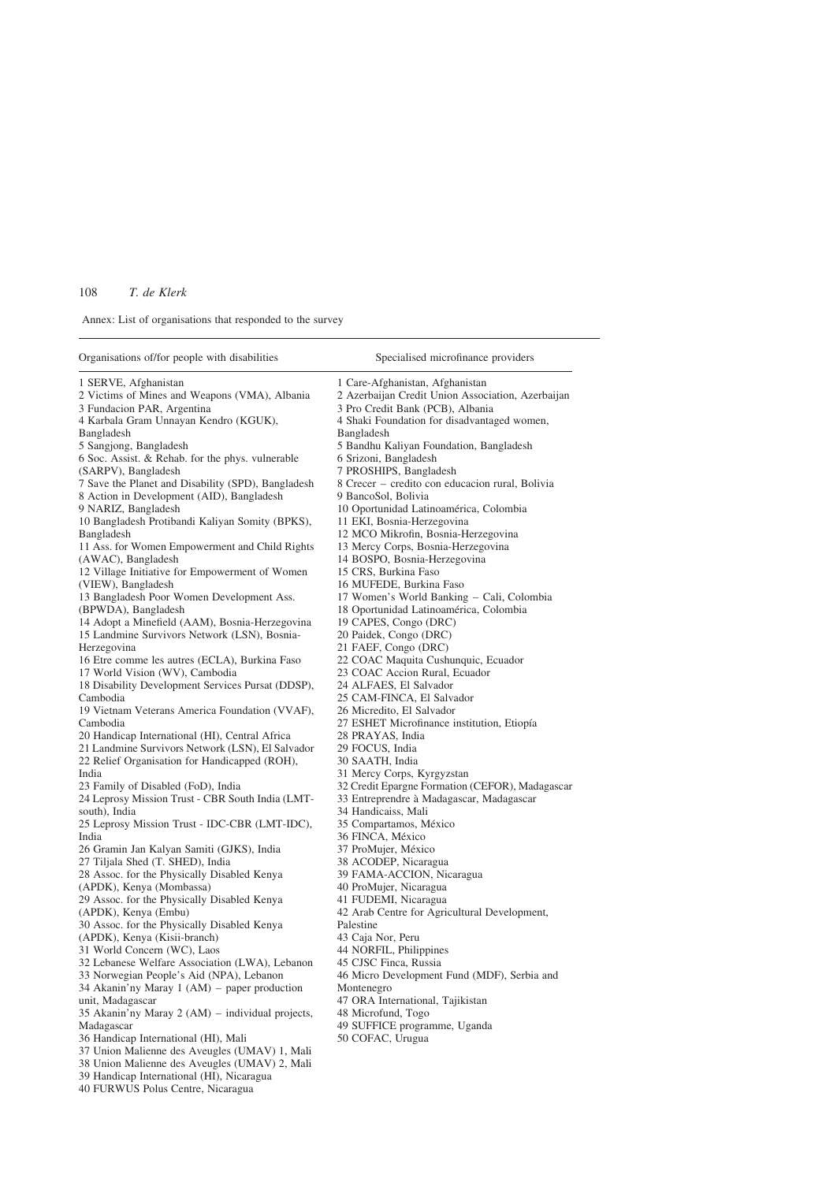Annex: List of organisations that responded to the survey

| Organisations of/for people with disabilities | Specialised microfinance providers |
| --- | --- |
| 1 SERVE, Afghanistan | 1 Care-Afghanistan, Afghanistan |
| 2 Victims of Mines and Weapons (VMA), Albania | 2 Azerbaijan Credit Union Association, Azerbaijan |
| 3 Fundacion PAR, Argentina | 3 Pro Credit Bank (PCB), Albania |
| 4 Karbala Gram Unnayan Kendro (KGUK), Bangladesh | 4 Shaki Foundation for disadvantaged women, Bangladesh |
| 5 Sangjong, Bangladesh | 5 Bandhu Kaliyan Foundation, Bangladesh |
| 6 Soc. Assist. & Rehab. for the phys. vulnerable (SARPV), Bangladesh | 6 Srizoni, Bangladesh |
| 7 Save the Planet and Disability (SPD), Bangladesh | 7 PROSHIPS, Bangladesh |
| 8 Action in Development (AID), Bangladesh | 8 Crecer – credito con educacion rural, Bolivia |
| 9 NARIZ, Bangladesh | 9 BancoSol, Bolivia |
| 10 Bangladesh Protibandi Kaliyan Somity (BPKS), Bangladesh | 10 Oportunidad Latinoamérica, Colombia |
| 11 Ass. for Women Empowerment and Child Rights (AWAC), Bangladesh | 11 EKI, Bosnia-Herzegovina |
| 12 Village Initiative for Empowerment of Women (VIEW), Bangladesh | 12 MCO Mikrofin, Bosnia-Herzegovina |
| 13 Bangladesh Poor Women Development Ass. (BPWDA), Bangladesh | 13 Mercy Corps, Bosnia-Herzegovina |
| 14 Adopt a Minefield (AAM), Bosnia-Herzegovina | 14 BOSPO, Bosnia-Herzegovina |
| 15 Landmine Survivors Network (LSN), Bosnia-Herzegovina | 15 CRS, Burkina Faso |
| 16 Etre comme les autres (ECLA), Burkina Faso | 16 MUFEDE, Burkina Faso |
| 17 World Vision (WV), Cambodia | 17 Women's World Banking – Cali, Colombia |
| 18 Disability Development Services Pursat (DDSP), Cambodia | 18 Oportunidad Latinoamérica, Colombia |
| 19 Vietnam Veterans America Foundation (VVAF), Cambodia | 19 CAPES, Congo (DRC) |
| 20 Handicap International (HI), Central Africa | 20 Paidek, Congo (DRC) |
| 21 Landmine Survivors Network (LSN), El Salvador | 21 FAEF, Congo (DRC) |
| 22 Relief Organisation for Handicapped (ROH), India | 22 COAC Maquita Cushunquic, Ecuador |
| 23 Family of Disabled (FoD), India | 23 COAC Accion Rural, Ecuador |
| 24 Leprosy Mission Trust - CBR South India (LMT-south), India | 24 ALFAES, El Salvador |
| 25 Leprosy Mission Trust - IDC-CBR (LMT-IDC), India | 25 CAM-FINCA, El Salvador |
| 26 Gramin Jan Kalyan Samiti (GJKS), India | 26 Micredito, El Salvador |
| 27 Tiljala Shed (T. SHED), India | 27 ESHET Microfinance institution, Etiopía |
| 28 Assoc. for the Physically Disabled Kenya (APDK), Kenya (Mombassa) | 28 PRAYAS, India |
| 29 Assoc. for the Physically Disabled Kenya (APDK), Kenya (Embu) | 29 FOCUS, India |
| 30 Assoc. for the Physically Disabled Kenya (APDK), Kenya (Kisii-branch) | 30 SAATH, India |
| 31 World Concern (WC), Laos | 31 Mercy Corps, Kyrgyzstan |
| 32 Lebanese Welfare Association (LWA), Lebanon | 32 Credit Epargne Formation (CEFOR), Madagascar |
| 33 Norwegian People's Aid (NPA), Lebanon | 33 Entreprendre à Madagascar, Madagascar |
| 34 Akanin'ny Maray 1 (AM) – paper production unit, Madagascar | 34 Handicaiss, Mali |
| 35 Akanin'ny Maray 2 (AM) – individual projects, Madagascar | 35 Compartamos, México |
| 36 Handicap International (HI), Mali | 36 FINCA, México |
| 37 Union Malienne des Aveugles (UMAV) 1, Mali | 37 ProMujer, México |
| 38 Union Malienne des Aveugles (UMAV) 2, Mali | 38 ACODEP, Nicaragua |
| 39 Handicap International (HI), Nicaragua | 39 FAMA-ACCION, Nicaragua |
| 40 FURWUS Polus Centre, Nicaragua | 40 ProMujer, Nicaragua |
| | 41 FUDEMI, Nicaragua |
| | 42 Arab Centre for Agricultural Development, Palestine |
| | 43 Caja Nor, Peru |
| | 44 NORFIL, Philippines |
| | 45 CJSC Finca, Russia |
| | 46 Micro Development Fund (MDF), Serbia and Montenegro |
| | 47 ORA International, Tajikistan |
| | 48 Microfund, Togo |
| | 49 SUFFICE programme, Uganda |
| | 50 COFAC, Urugua |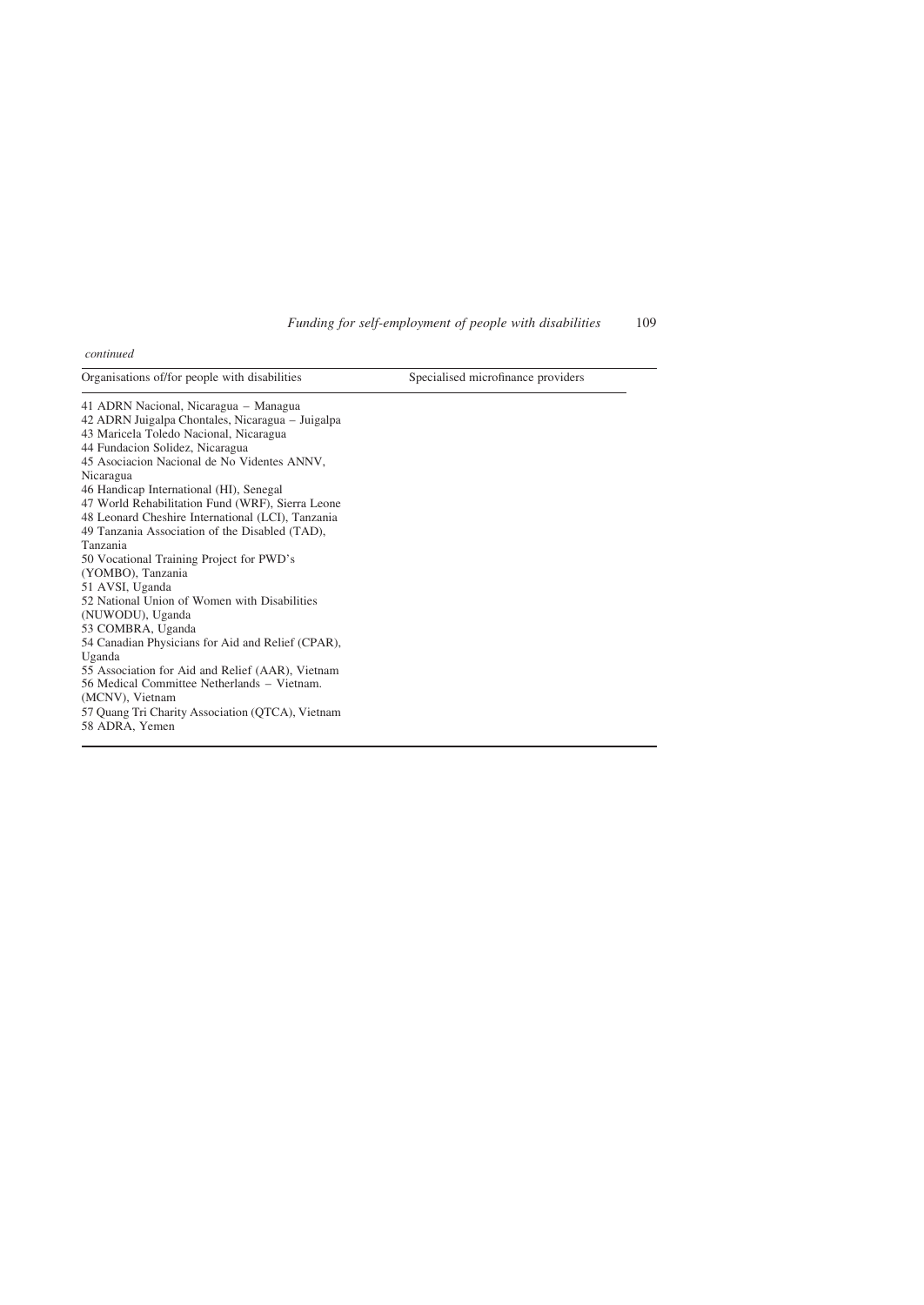*continued*

| Organisations of/for people with disabilities | Specialised microfinance providers |
|---|---|
| 41 ADRN Nacional, Nicaragua – Managua | |
| 42 ADRN Juigalpa Chontales, Nicaragua – Juigalpa | |
| 43 Maricela Toledo Nacional, Nicaragua | |
| 44 Fundacion Solidez, Nicaragua | |
| 45 Asociacion Nacional de No Videntes ANNV, Nicaragua | |
| 46 Handicap International (HI), Senegal | |
| 47 World Rehabilitation Fund (WRF), Sierra Leone | |
| 48 Leonard Cheshire International (LCI), Tanzania | |
| 49 Tanzania Association of the Disabled (TAD), Tanzania | |
| 50 Vocational Training Project for PWD's (YOMBO), Tanzania | |
| 51 AVSI, Uganda | |
| 52 National Union of Women with Disabilities (NUWODU), Uganda | |
| 53 COMBRA, Uganda | |
| 54 Canadian Physicians for Aid and Relief (CPAR), Uganda | |
| 55 Association for Aid and Relief (AAR), Vietnam | |
| 56 Medical Committee Netherlands – Vietnam. (MCNV), Vietnam | |
| 57 Quang Tri Charity Association (QTCA), Vietnam | |
| 58 ADRA, Yemen | |